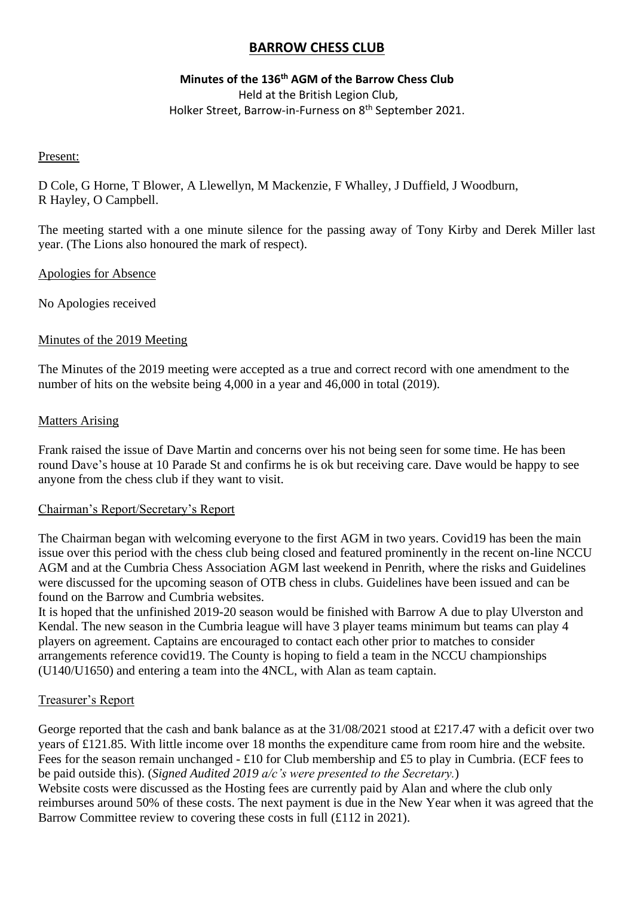# BARROW CHESS CLUB

**Minutes of the 136th AGM of the Barrow Chess Club**

Held at the British Legion Club,
Holker Street, Barrow-in-Furness on 8th September 2021.

## Present:

D Cole, G Horne, T Blower, A Llewellyn, M Mackenzie, F Whalley, J Duffield, J Woodburn, R Hayley, O Campbell.

The meeting started with a one minute silence for the passing away of Tony Kirby and Derek Miller last year. (The Lions also honoured the mark of respect).

## Apologies for Absence

No Apologies received

## Minutes of the 2019 Meeting

The Minutes of the 2019 meeting were accepted as a true and correct record with one amendment to the number of hits on the website being 4,000 in a year and 46,000 in total (2019).

## Matters Arising

Frank raised the issue of Dave Martin and concerns over his not being seen for some time. He has been round Dave's house at 10 Parade St and confirms he is ok but receiving care. Dave would be happy to see anyone from the chess club if they want to visit.

## Chairman's Report/Secretary's Report

The Chairman began with welcoming everyone to the first AGM in two years. Covid19 has been the main issue over this period with the chess club being closed and featured prominently in the recent on-line NCCU AGM and at the Cumbria Chess Association AGM last weekend in Penrith, where the risks and Guidelines were discussed for the upcoming season of OTB chess in clubs. Guidelines have been issued and can be found on the Barrow and Cumbria websites.

It is hoped that the unfinished 2019-20 season would be finished with Barrow A due to play Ulverston and Kendal. The new season in the Cumbria league will have 3 player teams minimum but teams can play 4 players on agreement. Captains are encouraged to contact each other prior to matches to consider arrangements reference covid19. The County is hoping to field a team in the NCCU championships (U140/U1650) and entering a team into the 4NCL, with Alan as team captain.

## Treasurer's Report

George reported that the cash and bank balance as at the 31/08/2021 stood at £217.47 with a deficit over two years of £121.85. With little income over 18 months the expenditure came from room hire and the website. Fees for the season remain unchanged - £10 for Club membership and £5 to play in Cumbria. (ECF fees to be paid outside this). (*Signed Audited 2019 a/c's were presented to the Secretary.*)

Website costs were discussed as the Hosting fees are currently paid by Alan and where the club only reimburses around 50% of these costs. The next payment is due in the New Year when it was agreed that the Barrow Committee review to covering these costs in full (£112 in 2021).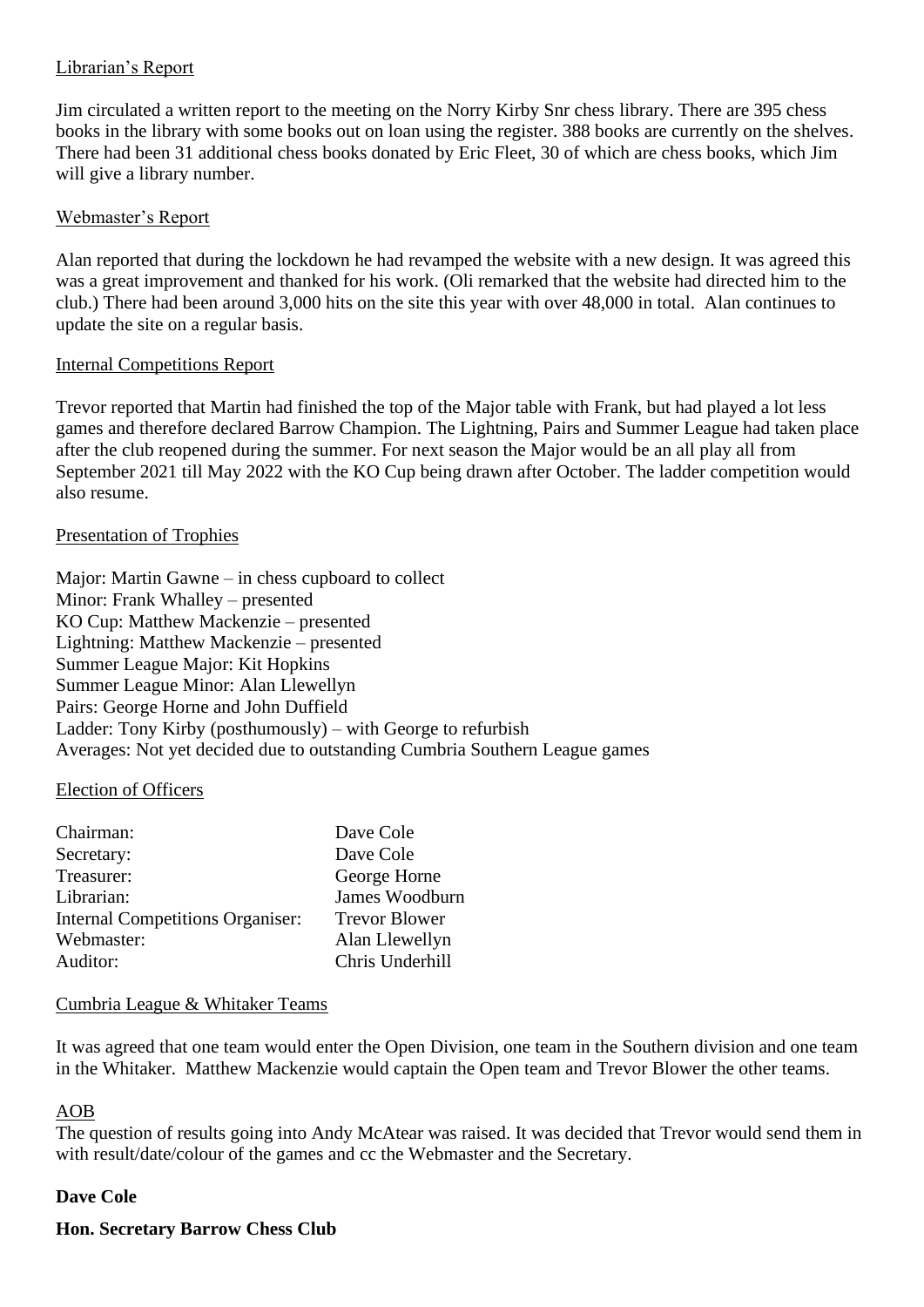Librarian's Report

Jim circulated a written report to the meeting on the Norry Kirby Snr chess library. There are 395 chess books in the library with some books out on loan using the register. 388 books are currently on the shelves. There had been 31 additional chess books donated by Eric Fleet, 30 of which are chess books, which Jim will give a library number.

Webmaster's Report

Alan reported that during the lockdown he had revamped the website with a new design. It was agreed this was a great improvement and thanked for his work. (Oli remarked that the website had directed him to the club.) There had been around 3,000 hits on the site this year with over 48,000 in total. Alan continues to update the site on a regular basis.

Internal Competitions Report

Trevor reported that Martin had finished the top of the Major table with Frank, but had played a lot less games and therefore declared Barrow Champion. The Lightning, Pairs and Summer League had taken place after the club reopened during the summer. For next season the Major would be an all play all from September 2021 till May 2022 with the KO Cup being drawn after October. The ladder competition would also resume.

Presentation of Trophies

Major: Martin Gawne – in chess cupboard to collect
Minor: Frank Whalley – presented
KO Cup: Matthew Mackenzie – presented
Lightning: Matthew Mackenzie – presented
Summer League Major: Kit Hopkins
Summer League Minor: Alan Llewellyn
Pairs: George Horne and John Duffield
Ladder: Tony Kirby (posthumously) – with George to refurbish
Averages: Not yet decided due to outstanding Cumbria Southern League games

Election of Officers

| | |
|---|---|
| Chairman: | Dave Cole |
| Secretary: | Dave Cole |
| Treasurer: | George Horne |
| Librarian: | James Woodburn |
| Internal Competitions Organiser: | Trevor Blower |
| Webmaster: | Alan Llewellyn |
| Auditor: | Chris Underhill |

Cumbria League & Whitaker Teams

It was agreed that one team would enter the Open Division, one team in the Southern division and one team in the Whitaker. Matthew Mackenzie would captain the Open team and Trevor Blower the other teams.

AOB

The question of results going into Andy McAtear was raised. It was decided that Trevor would send them in with result/date/colour of the games and cc the Webmaster and the Secretary.

**Dave Cole**

**Hon. Secretary Barrow Chess Club**